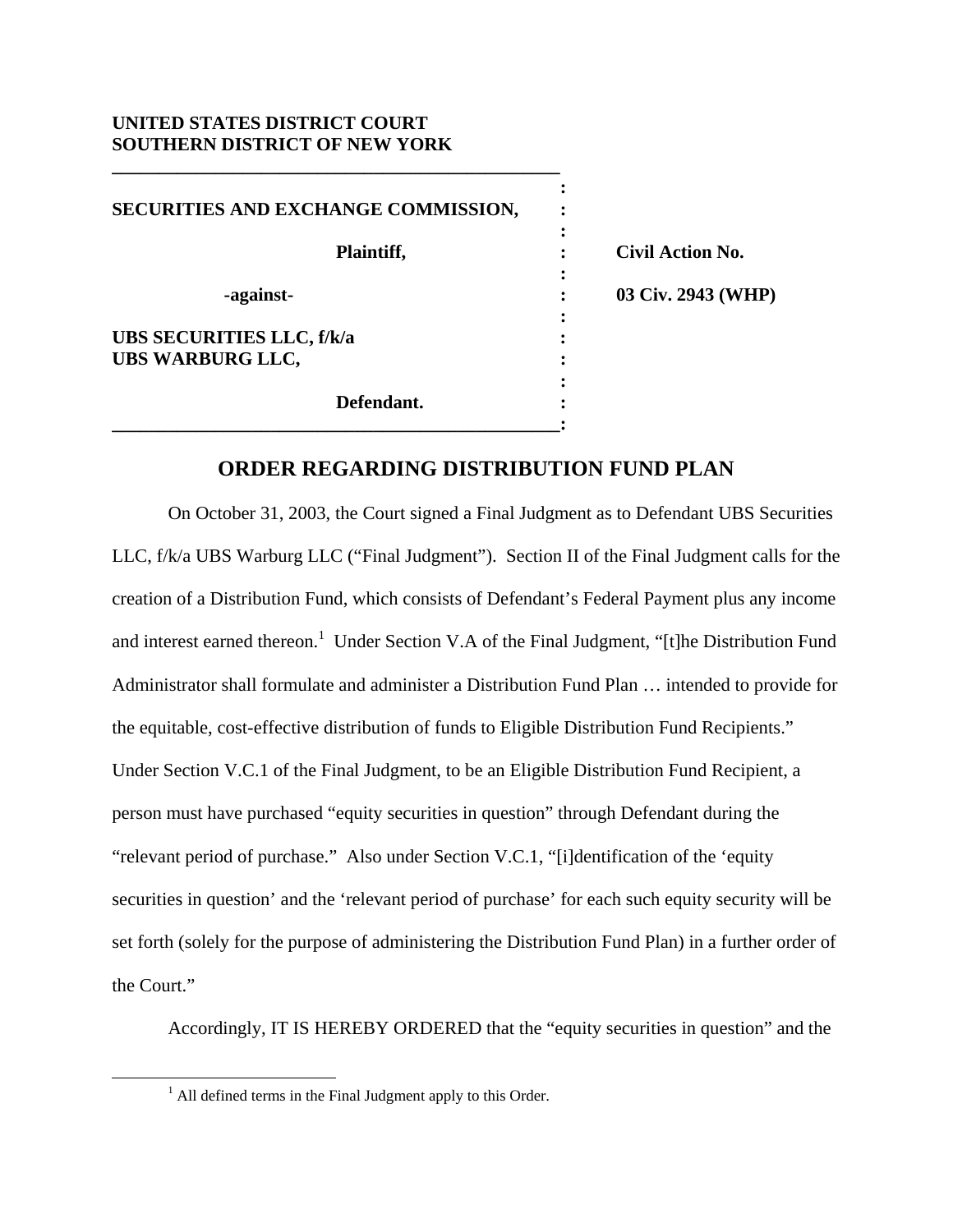**UNITED STATES DISTRICT COURT**
**SOUTHERN DISTRICT OF NEW YORK**

| | | |
|---|---|---|
| **SECURITIES AND EXCHANGE COMMISSION,** | : | |
| **Plaintiff,** | : | **Civil Action No.** |
| **-against-** | : | **03 Civ. 2943 (WHP)** |
| **UBS SECURITIES LLC, f/k/a UBS WARBURG LLC,** | : | |
| **Defendant.** | : | |

# ORDER REGARDING DISTRIBUTION FUND PLAN

On October 31, 2003, the Court signed a Final Judgment as to Defendant UBS Securities LLC, f/k/a UBS Warburg LLC ("Final Judgment"). Section II of the Final Judgment calls for the creation of a Distribution Fund, which consists of Defendant's Federal Payment plus any income and interest earned thereon.[1] Under Section V.A of the Final Judgment, "[t]he Distribution Fund Administrator shall formulate and administer a Distribution Fund Plan … intended to provide for the equitable, cost-effective distribution of funds to Eligible Distribution Fund Recipients." Under Section V.C.1 of the Final Judgment, to be an Eligible Distribution Fund Recipient, a person must have purchased "equity securities in question" through Defendant during the "relevant period of purchase." Also under Section V.C.1, "[i]dentification of the 'equity securities in question' and the 'relevant period of purchase' for each such equity security will be set forth (solely for the purpose of administering the Distribution Fund Plan) in a further order of the Court."

Accordingly, IT IS HEREBY ORDERED that the "equity securities in question" and the

[1] All defined terms in the Final Judgment apply to this Order.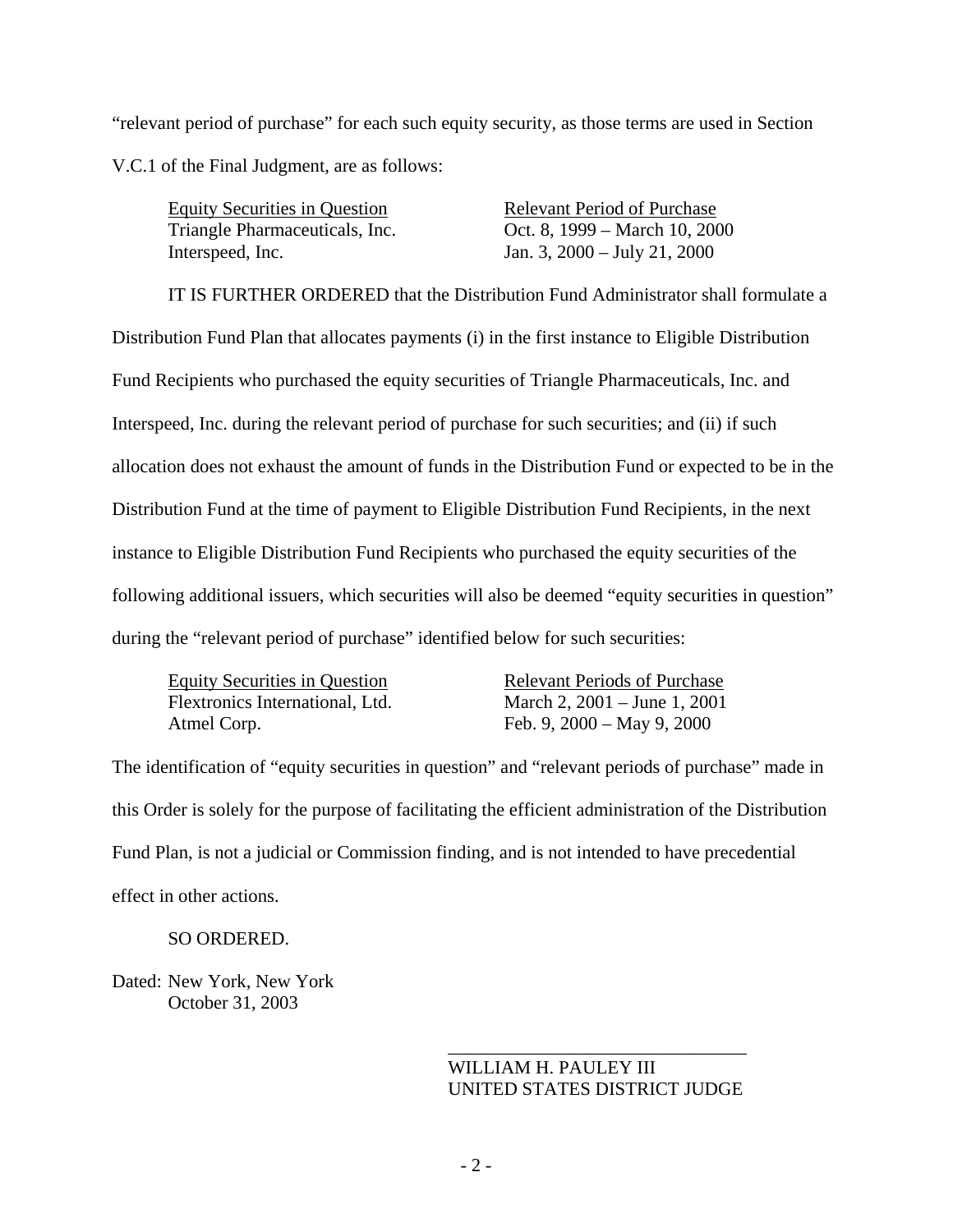"relevant period of purchase" for each such equity security, as those terms are used in Section V.C.1 of the Final Judgment, are as follows:

| Equity Securities in Question | Relevant Period of Purchase |
|---|---|
| Triangle Pharmaceuticals, Inc. | Oct. 8, 1999 – March 10, 2000 |
| Interspeed, Inc. | Jan. 3, 2000 – July 21, 2000 |

IT IS FURTHER ORDERED that the Distribution Fund Administrator shall formulate a Distribution Fund Plan that allocates payments (i) in the first instance to Eligible Distribution Fund Recipients who purchased the equity securities of Triangle Pharmaceuticals, Inc. and Interspeed, Inc. during the relevant period of purchase for such securities; and (ii) if such allocation does not exhaust the amount of funds in the Distribution Fund or expected to be in the Distribution Fund at the time of payment to Eligible Distribution Fund Recipients, in the next instance to Eligible Distribution Fund Recipients who purchased the equity securities of the following additional issuers, which securities will also be deemed "equity securities in question" during the "relevant period of purchase" identified below for such securities:

| Equity Securities in Question | Relevant Periods of Purchase |
|---|---|
| Flextronics International, Ltd. | March 2, 2001 – June 1, 2001 |
| Atmel Corp. | Feb. 9, 2000 – May 9, 2000 |

The identification of "equity securities in question" and "relevant periods of purchase" made in this Order is solely for the purpose of facilitating the efficient administration of the Distribution Fund Plan, is not a judicial or Commission finding, and is not intended to have precedential effect in other actions.

SO ORDERED.

Dated: New York, New York
October 31, 2003

WILLIAM H. PAULEY III
UNITED STATES DISTRICT JUDGE